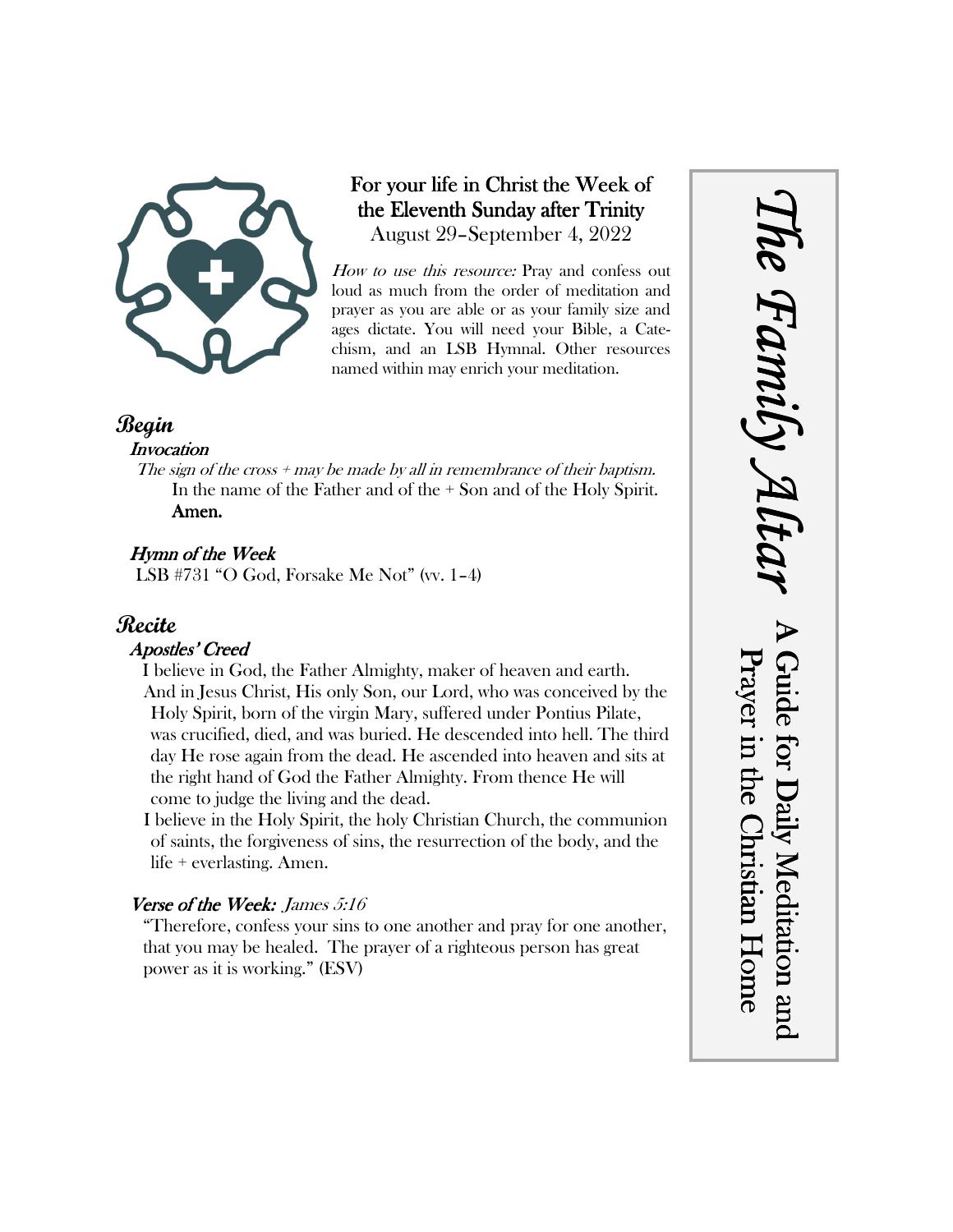# The Family Altar

## A Guide for Daily Meditation and Prayer in the Christian Home

**For your life in Christ the Week of the Eleventh Sunday after Trinity**
August 29–September 4, 2022

*How to use this resource:* Pray and confess out loud as much from the order of meditation and prayer as you are able or as your family size and ages dictate. You will need your Bible, a Catechism, and an LSB Hymnal. Other resources named within may enrich your meditation.

## Begin

### *Invocation*

*The sign of the cross + may be made by all in remembrance of their baptism.*

In the name of the Father and of the + Son and of the Holy Spirit.
**Amen.**

### *Hymn of the Week*

LSB #731 "O God, Forsake Me Not" (vv. 1–4)

## Recite

### *Apostles' Creed*

I believe in God, the Father Almighty, maker of heaven and earth.

And in Jesus Christ, His only Son, our Lord, who was conceived by the Holy Spirit, born of the virgin Mary, suffered under Pontius Pilate, was crucified, died, and was buried. He descended into hell. The third day He rose again from the dead. He ascended into heaven and sits at the right hand of God the Father Almighty. From thence He will come to judge the living and the dead.

I believe in the Holy Spirit, the holy Christian Church, the communion of saints, the forgiveness of sins, the resurrection of the body, and the life + everlasting. Amen.

### *Verse of the Week:* *James 5:16*

"Therefore, confess your sins to one another and pray for one another, that you may be healed. The prayer of a righteous person has great power as it is working." (ESV)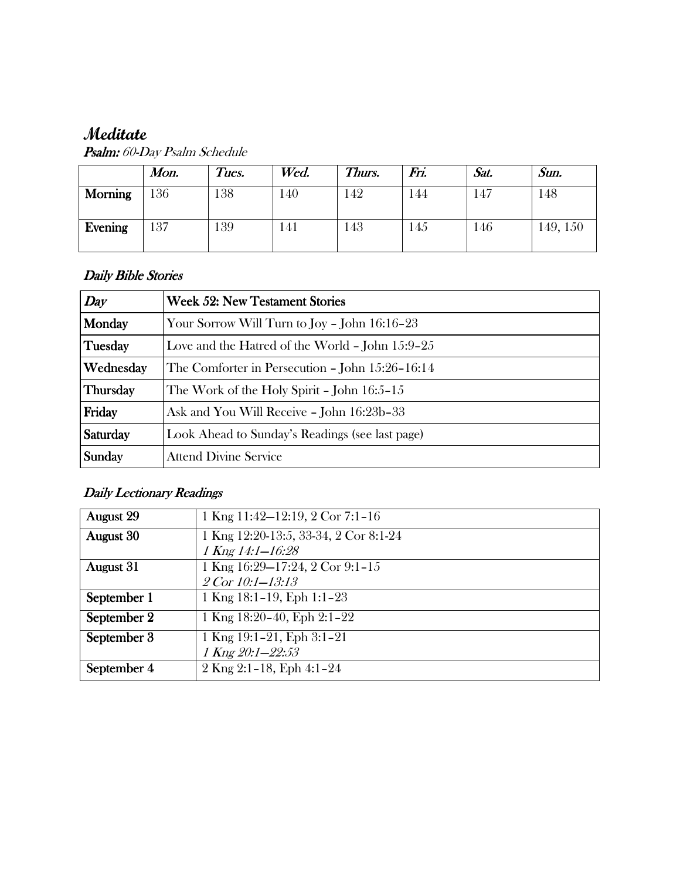# *Meditate*

***Psalm:*** *60-Day Psalm Schedule*

| | *Mon.* | *Tues.* | *Wed.* | *Thurs.* | *Fri.* | *Sat.* | *Sun.* |
|---|---|---|---|---|---|---|---|
| **Morning** | 136 | 138 | 140 | 142 | 144 | 147 | 148 |
| **Evening** | 137 | 139 | 141 | 143 | 145 | 146 | 149, 150 |

## *Daily Bible Stories*

| *Day* | **Week 52: New Testament Stories** |
|---|---|
| **Monday** | Your Sorrow Will Turn to Joy – John 16:16–23 |
| **Tuesday** | Love and the Hatred of the World – John 15:9–25 |
| **Wednesday** | The Comforter in Persecution – John 15:26–16:14 |
| **Thursday** | The Work of the Holy Spirit – John 16:5–15 |
| **Friday** | Ask and You Will Receive – John 16:23b–33 |
| **Saturday** | Look Ahead to Sunday's Readings (see last page) |
| **Sunday** | Attend Divine Service |

## *Daily Lectionary Readings*

| | |
|---|---|
| **August 29** | 1 Kng 11:42—12:19, 2 Cor 7:1–16 |
| **August 30** | 1 Kng 12:20-13:5, 33-34, 2 Cor 8:1-24<br>*1 Kng 14:1—16:28* |
| **August 31** | 1 Kng 16:29—17:24, 2 Cor 9:1–15<br>*2 Cor 10:1—13:13* |
| **September 1** | 1 Kng 18:1–19, Eph 1:1–23 |
| **September 2** | 1 Kng 18:20–40, Eph 2:1–22 |
| **September 3** | 1 Kng 19:1–21, Eph 3:1–21<br>*1 Kng 20:1—22:53* |
| **September 4** | 2 Kng 2:1–18, Eph 4:1–24 |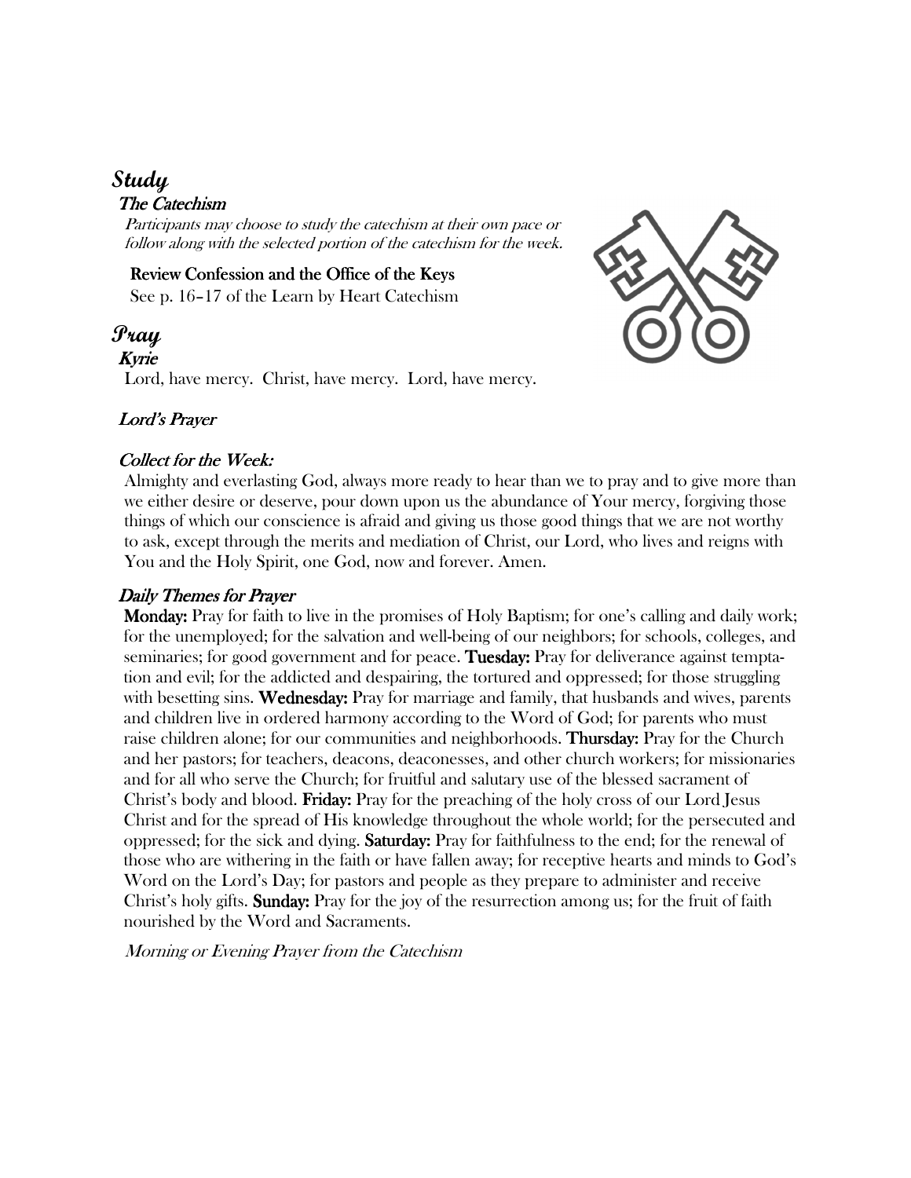# *Study*

### *The Catechism*

*Participants may choose to study the catechism at their own pace or follow along with the selected portion of the catechism for the week.*

**Review Confession and the Office of the Keys**

See p. 16–17 of the Learn by Heart Catechism

# *Pray*

### *Kyrie*

Lord, have mercy. Christ, have mercy. Lord, have mercy.

### *Lord's Prayer*

### *Collect for the Week:*

Almighty and everlasting God, always more ready to hear than we to pray and to give more than we either desire or deserve, pour down upon us the abundance of Your mercy, forgiving those things of which our conscience is afraid and giving us those good things that we are not worthy to ask, except through the merits and mediation of Christ, our Lord, who lives and reigns with You and the Holy Spirit, one God, now and forever. Amen.

### *Daily Themes for Prayer*

**Monday:** Pray for faith to live in the promises of Holy Baptism; for one's calling and daily work; for the unemployed; for the salvation and well-being of our neighbors; for schools, colleges, and seminaries; for good government and for peace. **Tuesday:** Pray for deliverance against temptation and evil; for the addicted and despairing, the tortured and oppressed; for those struggling with besetting sins. **Wednesday:** Pray for marriage and family, that husbands and wives, parents and children live in ordered harmony according to the Word of God; for parents who must raise children alone; for our communities and neighborhoods. **Thursday:** Pray for the Church and her pastors; for teachers, deacons, deaconesses, and other church workers; for missionaries and for all who serve the Church; for fruitful and salutary use of the blessed sacrament of Christ's body and blood. **Friday:** Pray for the preaching of the holy cross of our Lord Jesus Christ and for the spread of His knowledge throughout the whole world; for the persecuted and oppressed; for the sick and dying. **Saturday:** Pray for faithfulness to the end; for the renewal of those who are withering in the faith or have fallen away; for receptive hearts and minds to God's Word on the Lord's Day; for pastors and people as they prepare to administer and receive Christ's holy gifts. **Sunday:** Pray for the joy of the resurrection among us; for the fruit of faith nourished by the Word and Sacraments.

*Morning or Evening Prayer from the Catechism*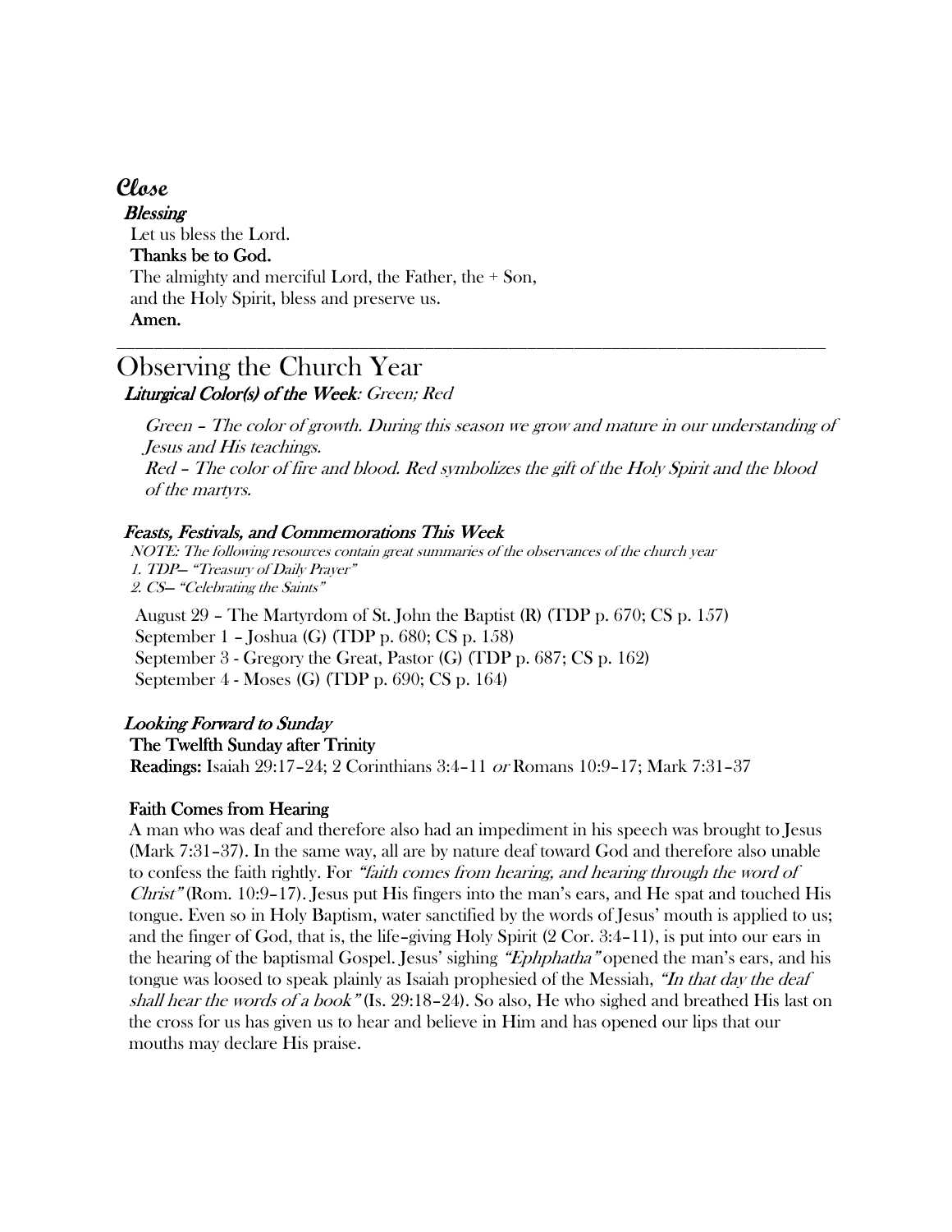## *Close*

***Blessing***

Let us bless the Lord.
**Thanks be to God.**
The almighty and merciful Lord, the Father, the + Son,
and the Holy Spirit, bless and preserve us.
**Amen.**

---

# Observing the Church Year

***Liturgical Color(s) of the Week**: Green; Red*

*Green – The color of growth. During this season we grow and mature in our understanding of Jesus and His teachings.*
*Red – The color of fire and blood. Red symbolizes the gift of the Holy Spirit and the blood of the martyrs.*

### *Feasts, Festivals, and Commemorations This Week*

*NOTE: The following resources contain great summaries of the observances of the church year*
*1. TDP– "Treasury of Daily Prayer"*
*2. CS– "Celebrating the Saints"*

August 29 – The Martyrdom of St. John the Baptist (R) (TDP p. 670; CS p. 157)
September 1 – Joshua (G) (TDP p. 680; CS p. 158)
September 3 - Gregory the Great, Pastor (G) (TDP p. 687; CS p. 162)
September 4 - Moses (G) (TDP p. 690; CS p. 164)

### *Looking Forward to Sunday*

**The Twelfth Sunday after Trinity**
**Readings:** Isaiah 29:17–24; 2 Corinthians 3:4–11 *or* Romans 10:9–17; Mark 7:31–37

**Faith Comes from Hearing**

A man who was deaf and therefore also had an impediment in his speech was brought to Jesus (Mark 7:31–37). In the same way, all are by nature deaf toward God and therefore also unable to confess the faith rightly. For *"faith comes from hearing, and hearing through the word of Christ"* (Rom. 10:9–17). Jesus put His fingers into the man's ears, and He spat and touched His tongue. Even so in Holy Baptism, water sanctified by the words of Jesus' mouth is applied to us; and the finger of God, that is, the life–giving Holy Spirit (2 Cor. 3:4–11), is put into our ears in the hearing of the baptismal Gospel. Jesus' sighing *"Ephphatha"* opened the man's ears, and his tongue was loosed to speak plainly as Isaiah prophesied of the Messiah, *"In that day the deaf shall hear the words of a book"* (Is. 29:18–24). So also, He who sighed and breathed His last on the cross for us has given us to hear and believe in Him and has opened our lips that our mouths may declare His praise.